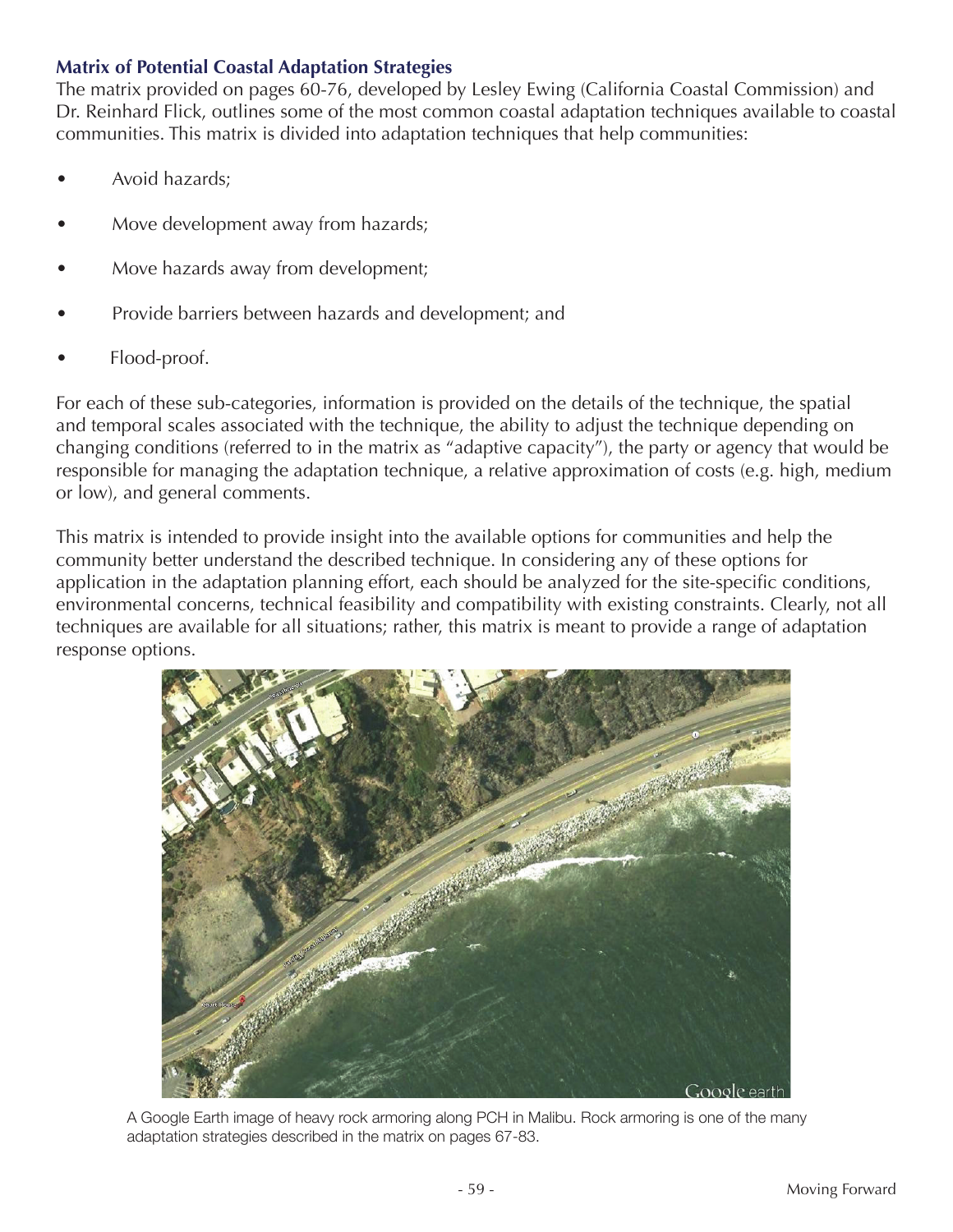### Matrix of Potential Coastal Adaptation Strategies

The matrix provided on pages 60-76, developed by Lesley Ewing (California Coastal Commission) and Dr. Reinhard Flick, outlines some of the most common coastal adaptation techniques available to coastal communities. This matrix is divided into adaptation techniques that help communities:

- Avoid hazards;
- Move development away from hazards;
- Move hazards away from development;
- Provide barriers between hazards and development; and
- Flood-proof.

For each of these sub-categories, information is provided on the details of the technique, the spatial and temporal scales associated with the technique, the ability to adjust the technique depending on changing conditions (referred to in the matrix as "adaptive capacity"), the party or agency that would be responsible for managing the adaptation technique, a relative approximation of costs (e.g. high, medium or low), and general comments.

This matrix is intended to provide insight into the available options for communities and help the community better understand the described technique. In considering any of these options for application in the adaptation planning effort, each should be analyzed for the site-specific conditions, environmental concerns, technical feasibility and compatibility with existing constraints. Clearly, not all techniques are available for all situations; rather, this matrix is meant to provide a range of adaptation response options.

A Google Earth image of heavy rock armoring along PCH in Malibu. Rock armoring is one of the many adaptation strategies described in the matrix on pages 67-83.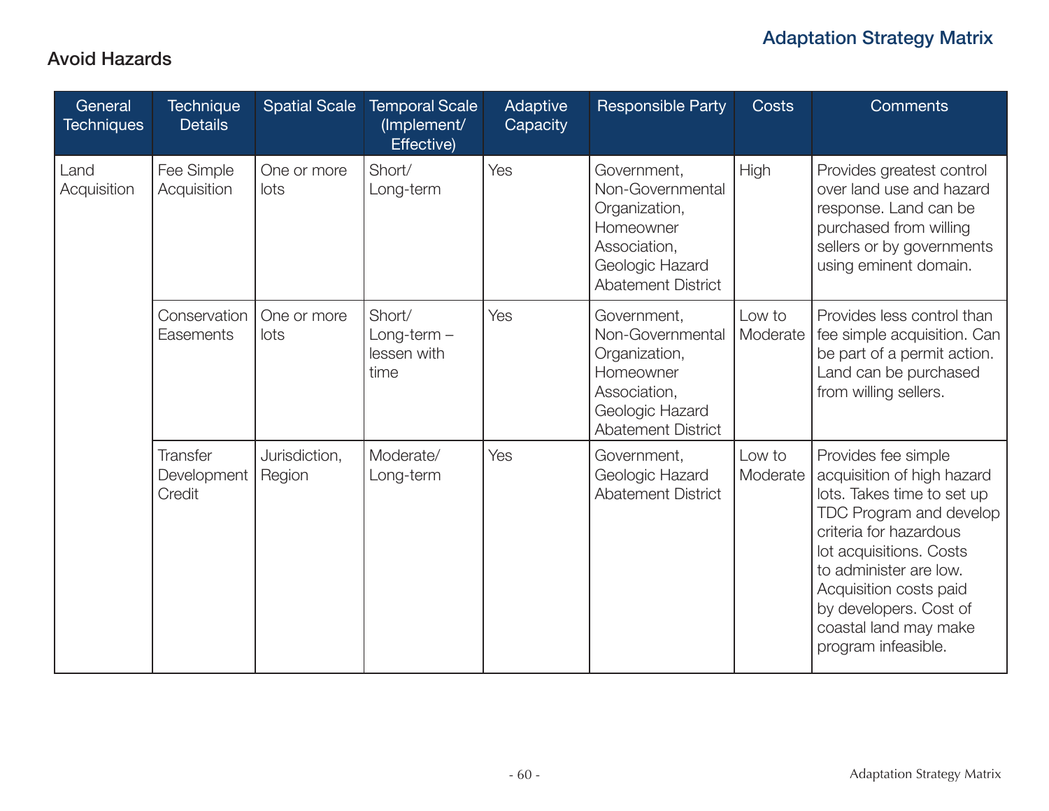## Avoid Hazards

| General Techniques | Technique Details | Spatial Scale | Temporal Scale (Implement/ Effective) | Adaptive Capacity | Responsible Party | Costs | Comments |
|---|---|---|---|---|---|---|---|
| Land Acquisition | Fee Simple Acquisition | One or more lots | Short/ Long-term | Yes | Government, Non-Governmental Organization, Homeowner Association, Geologic Hazard Abatement District | High | Provides greatest control over land use and hazard response. Land can be purchased from willing sellers or by governments using eminent domain. |
| | Conservation Easements | One or more lots | Short/ Long-term – lessen with time | Yes | Government, Non-Governmental Organization, Homeowner Association, Geologic Hazard Abatement District | Low to Moderate | Provides less control than fee simple acquisition. Can be part of a permit action. Land can be purchased from willing sellers. |
| | Transfer Development Credit | Jurisdiction, Region | Moderate/ Long-term | Yes | Government, Geologic Hazard Abatement District | Low to Moderate | Provides fee simple acquisition of high hazard lots. Takes time to set up TDC Program and develop criteria for hazardous lot acquisitions. Costs to administer are low. Acquisition costs paid by developers. Cost of coastal land may make program infeasible. |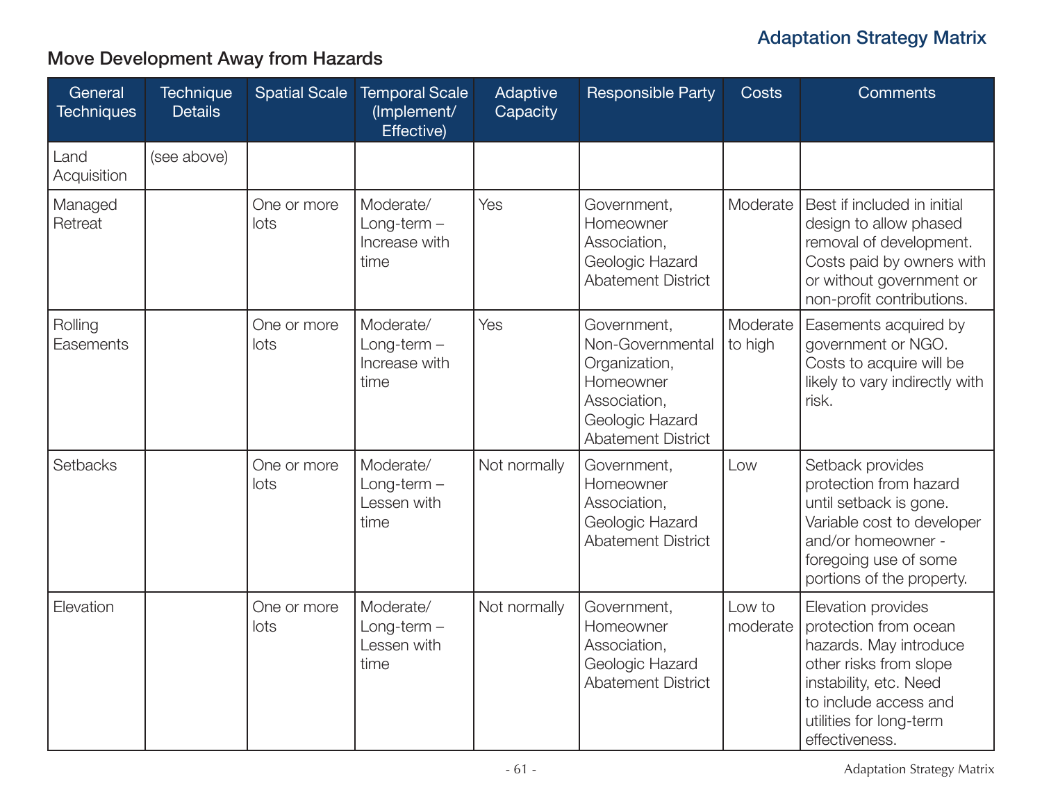## Move Development Away from Hazards

| General Techniques | Technique Details | Spatial Scale | Temporal Scale (Implement/ Effective) | Adaptive Capacity | Responsible Party | Costs | Comments |
|---|---|---|---|---|---|---|---|
| Land Acquisition | (see above) | | | | | | |
| Managed Retreat | | One or more lots | Moderate/ Long-term – Increase with time | Yes | Government, Homeowner Association, Geologic Hazard Abatement District | Moderate | Best if included in initial design to allow phased removal of development. Costs paid by owners with or without government or non-profit contributions. |
| Rolling Easements | | One or more lots | Moderate/ Long-term – Increase with time | Yes | Government, Non-Governmental Organization, Homeowner Association, Geologic Hazard Abatement District | Moderate to high | Easements acquired by government or NGO. Costs to acquire will be likely to vary indirectly with risk. |
| Setbacks | | One or more lots | Moderate/ Long-term – Lessen with time | Not normally | Government, Homeowner Association, Geologic Hazard Abatement District | Low | Setback provides protection from hazard until setback is gone. Variable cost to developer and/or homeowner - foregoing use of some portions of the property. |
| Elevation | | One or more lots | Moderate/ Long-term – Lessen with time | Not normally | Government, Homeowner Association, Geologic Hazard Abatement District | Low to moderate | Elevation provides protection from ocean hazards. May introduce other risks from slope instability, etc. Need to include access and utilities for long-term effectiveness. |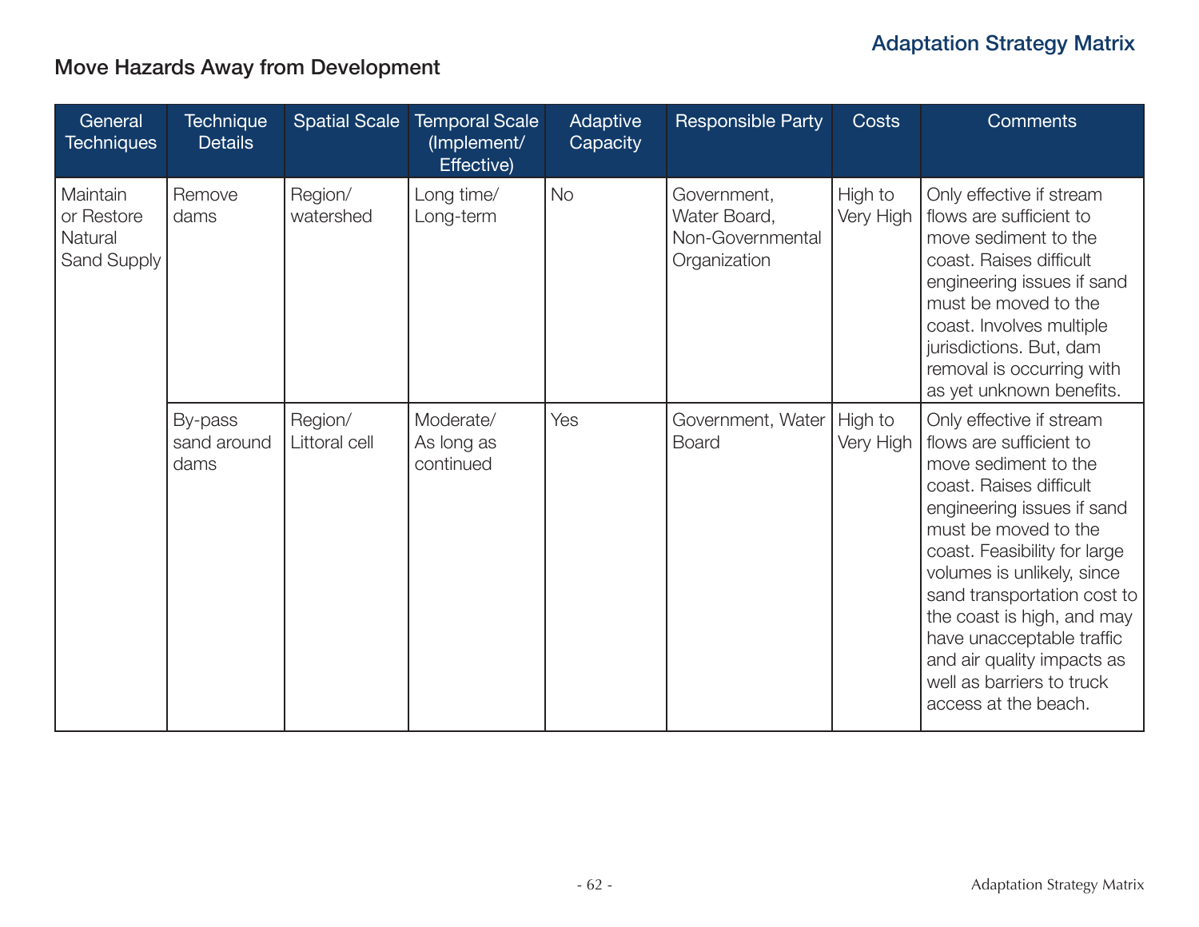## Move Hazards Away from Development

| General Techniques | Technique Details | Spatial Scale | Temporal Scale (Implement/ Effective) | Adaptive Capacity | Responsible Party | Costs | Comments |
|---|---|---|---|---|---|---|---|
| Maintain or Restore Natural Sand Supply | Remove dams | Region/ watershed | Long time/ Long-term | No | Government, Water Board, Non-Governmental Organization | High to Very High | Only effective if stream flows are sufficient to move sediment to the coast. Raises difficult engineering issues if sand must be moved to the coast. Involves multiple jurisdictions. But, dam removal is occurring with as yet unknown benefits. |
| | By-pass sand around dams | Region/ Littoral cell | Moderate/ As long as continued | Yes | Government, Water Board | High to Very High | Only effective if stream flows are sufficient to move sediment to the coast. Raises difficult engineering issues if sand must be moved to the coast. Feasibility for large volumes is unlikely, since sand transportation cost to the coast is high, and may have unacceptable traffic and air quality impacts as well as barriers to truck access at the beach. |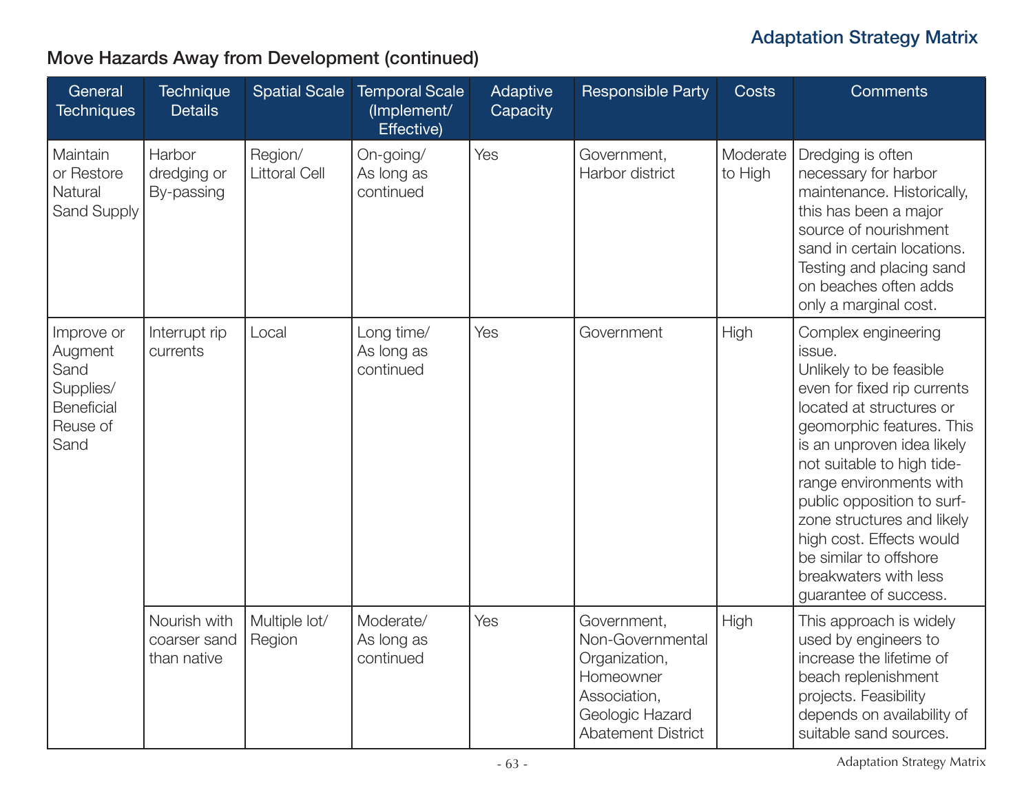## Move Hazards Away from Development (continued)

| General Techniques | Technique Details | Spatial Scale | Temporal Scale (Implement/ Effective) | Adaptive Capacity | Responsible Party | Costs | Comments |
|---|---|---|---|---|---|---|---|
| Maintain or Restore Natural Sand Supply | Harbor dredging or By-passing | Region/ Littoral Cell | On-going/ As long as continued | Yes | Government, Harbor district | Moderate to High | Dredging is often necessary for harbor maintenance. Historically, this has been a major source of nourishment sand in certain locations. Testing and placing sand on beaches often adds only a marginal cost. |
| Improve or Augment Sand Supplies/ Beneficial Reuse of Sand | Interrupt rip currents | Local | Long time/ As long as continued | Yes | Government | High | Complex engineering issue. Unlikely to be feasible even for fixed rip currents located at structures or geomorphic features. This is an unproven idea likely not suitable to high tide-range environments with public opposition to surf-zone structures and likely high cost. Effects would be similar to offshore breakwaters with less guarantee of success. |
| | Nourish with coarser sand than native | Multiple lot/ Region | Moderate/ As long as continued | Yes | Government, Non-Governmental Organization, Homeowner Association, Geologic Hazard Abatement District | High | This approach is widely used by engineers to increase the lifetime of beach replenishment projects. Feasibility depends on availability of suitable sand sources. |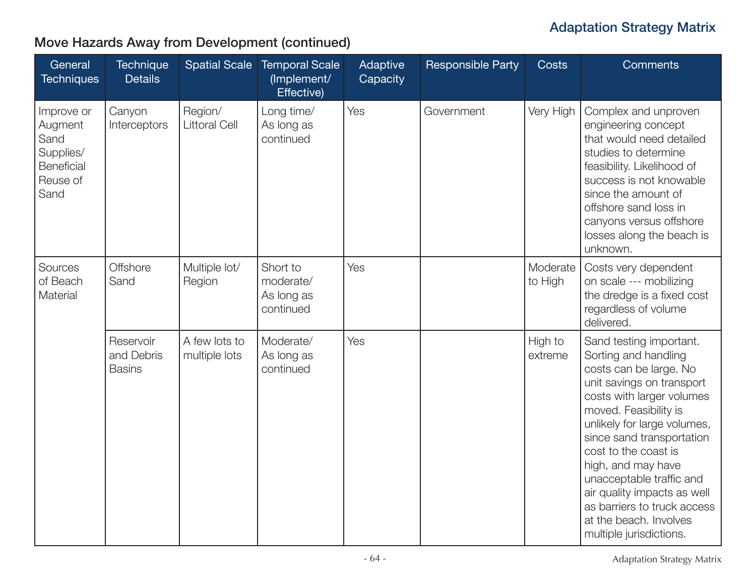## Move Hazards Away from Development (continued)

| General Techniques | Technique Details | Spatial Scale | Temporal Scale (Implement/ Effective) | Adaptive Capacity | Responsible Party | Costs | Comments |
|---|---|---|---|---|---|---|---|
| Improve or Augment Sand Supplies/ Beneficial Reuse of Sand | Canyon Interceptors | Region/ Littoral Cell | Long time/ As long as continued | Yes | Government | Very High | Complex and unproven engineering concept that would need detailed studies to determine feasibility. Likelihood of success is not knowable since the amount of offshore sand loss in canyons versus offshore losses along the beach is unknown. |
| Sources of Beach Material | Offshore Sand | Multiple lot/ Region | Short to moderate/ As long as continued | Yes | | Moderate to High | Costs very dependent on scale --- mobilizing the dredge is a fixed cost regardless of volume delivered. |
| | Reservoir and Debris Basins | A few lots to multiple lots | Moderate/ As long as continued | Yes | | High to extreme | Sand testing important. Sorting and handling costs can be large. No unit savings on transport costs with larger volumes moved. Feasibility is unlikely for large volumes, since sand transportation cost to the coast is high, and may have unacceptable traffic and air quality impacts as well as barriers to truck access at the beach. Involves multiple jurisdictions. |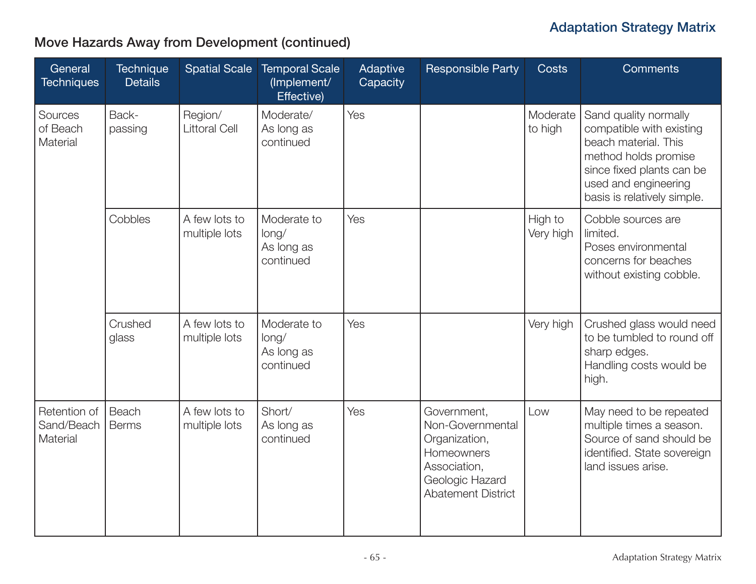## Move Hazards Away from Development (continued)

| General Techniques | Technique Details | Spatial Scale | Temporal Scale (Implement/ Effective) | Adaptive Capacity | Responsible Party | Costs | Comments |
|---|---|---|---|---|---|---|---|
| Sources of Beach Material | Back-passing | Region/ Littoral Cell | Moderate/ As long as continued | Yes | | Moderate to high | Sand quality normally compatible with existing beach material. This method holds promise since fixed plants can be used and engineering basis is relatively simple. |
| | Cobbles | A few lots to multiple lots | Moderate to long/ As long as continued | Yes | | High to Very high | Cobble sources are limited. Poses environmental concerns for beaches without existing cobble. |
| | Crushed glass | A few lots to multiple lots | Moderate to long/ As long as continued | Yes | | Very high | Crushed glass would need to be tumbled to round off sharp edges. Handling costs would be high. |
| Retention of Sand/Beach Material | Beach Berms | A few lots to multiple lots | Short/ As long as continued | Yes | Government, Non-Governmental Organization, Homeowners Association, Geologic Hazard Abatement District | Low | May need to be repeated multiple times a season. Source of sand should be identified. State sovereign land issues arise. |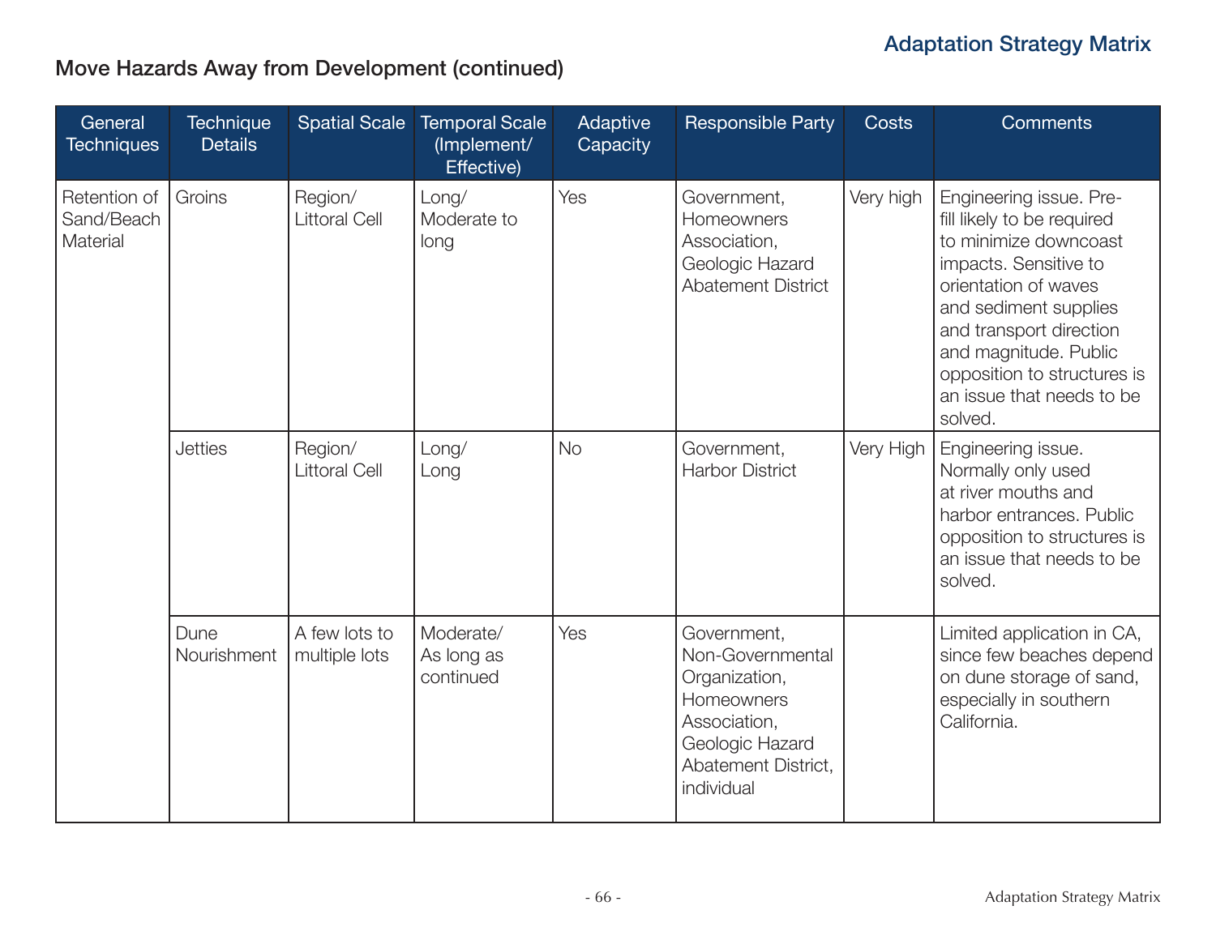## Move Hazards Away from Development (continued)

| General Techniques | Technique Details | Spatial Scale | Temporal Scale (Implement/ Effective) | Adaptive Capacity | Responsible Party | Costs | Comments |
|---|---|---|---|---|---|---|---|
| Retention of Sand/Beach Material | Groins | Region/ Littoral Cell | Long/ Moderate to long | Yes | Government, Homeowners Association, Geologic Hazard Abatement District | Very high | Engineering issue. Pre-fill likely to be required to minimize downcoast impacts. Sensitive to orientation of waves and sediment supplies and transport direction and magnitude. Public opposition to structures is an issue that needs to be solved. |
| | Jetties | Region/ Littoral Cell | Long/ Long | No | Government, Harbor District | Very High | Engineering issue. Normally only used at river mouths and harbor entrances. Public opposition to structures is an issue that needs to be solved. |
| | Dune Nourishment | A few lots to multiple lots | Moderate/ As long as continued | Yes | Government, Non-Governmental Organization, Homeowners Association, Geologic Hazard Abatement District, individual | | Limited application in CA, since few beaches depend on dune storage of sand, especially in southern California. |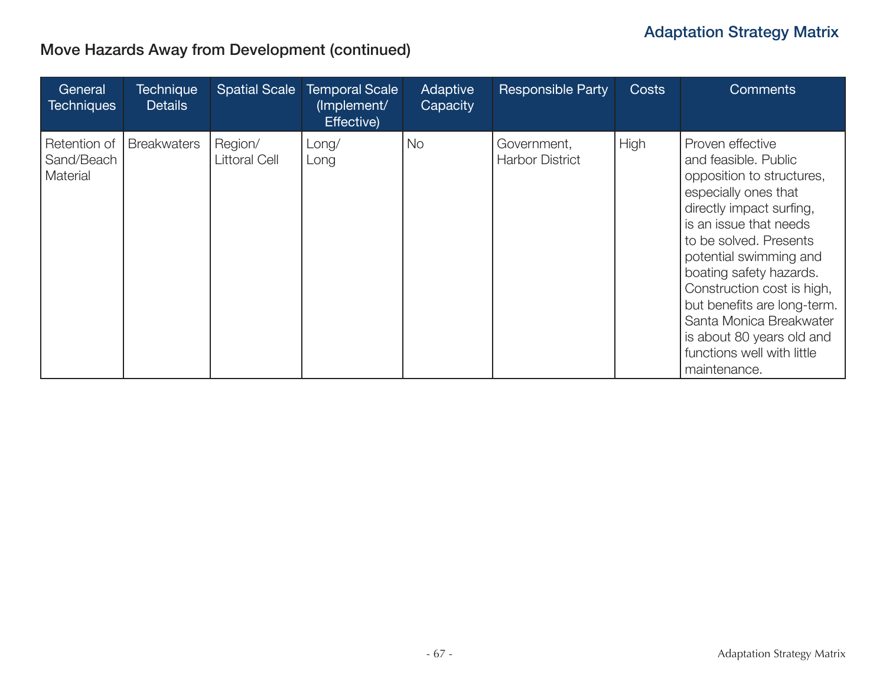## Move Hazards Away from Development (continued)

| General Techniques | Technique Details | Spatial Scale | Temporal Scale (Implement/ Effective) | Adaptive Capacity | Responsible Party | Costs | Comments |
|---|---|---|---|---|---|---|---|
| Retention of Sand/Beach Material | Breakwaters | Region/ Littoral Cell | Long/ Long | No | Government, Harbor District | High | Proven effective and feasible. Public opposition to structures, especially ones that directly impact surfing, is an issue that needs to be solved. Presents potential swimming and boating safety hazards. Construction cost is high, but benefits are long-term. Santa Monica Breakwater is about 80 years old and functions well with little maintenance. |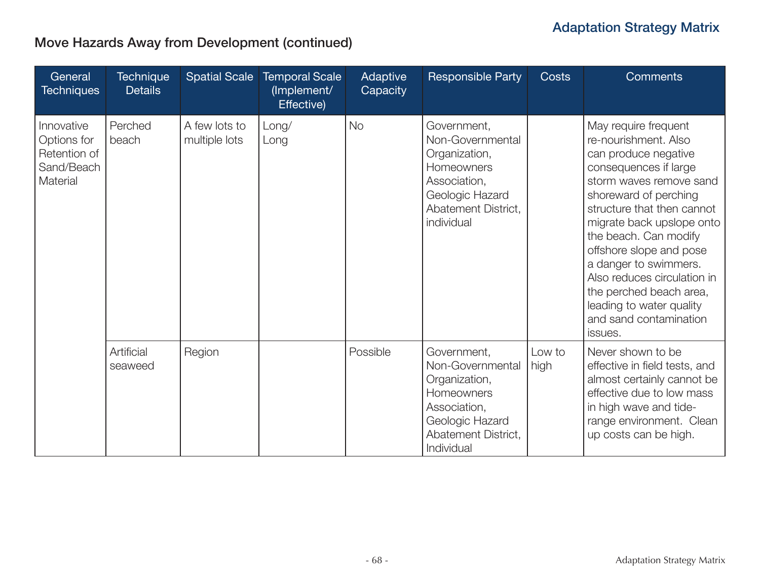## Move Hazards Away from Development (continued)

| General Techniques | Technique Details | Spatial Scale | Temporal Scale (Implement/ Effective) | Adaptive Capacity | Responsible Party | Costs | Comments |
|---|---|---|---|---|---|---|---|
| Innovative Options for Retention of Sand/Beach Material | Perched beach | A few lots to multiple lots | Long/ Long | No | Government, Non-Governmental Organization, Homeowners Association, Geologic Hazard Abatement District, individual | | May require frequent re-nourishment. Also can produce negative consequences if large storm waves remove sand shoreward of perching structure that then cannot migrate back upslope onto the beach. Can modify offshore slope and pose a danger to swimmers. Also reduces circulation in the perched beach area, leading to water quality and sand contamination issues. |
| | Artificial seaweed | Region | | Possible | Government, Non-Governmental Organization, Homeowners Association, Geologic Hazard Abatement District, Individual | Low to high | Never shown to be effective in field tests, and almost certainly cannot be effective due to low mass in high wave and tide-range environment. Clean up costs can be high. |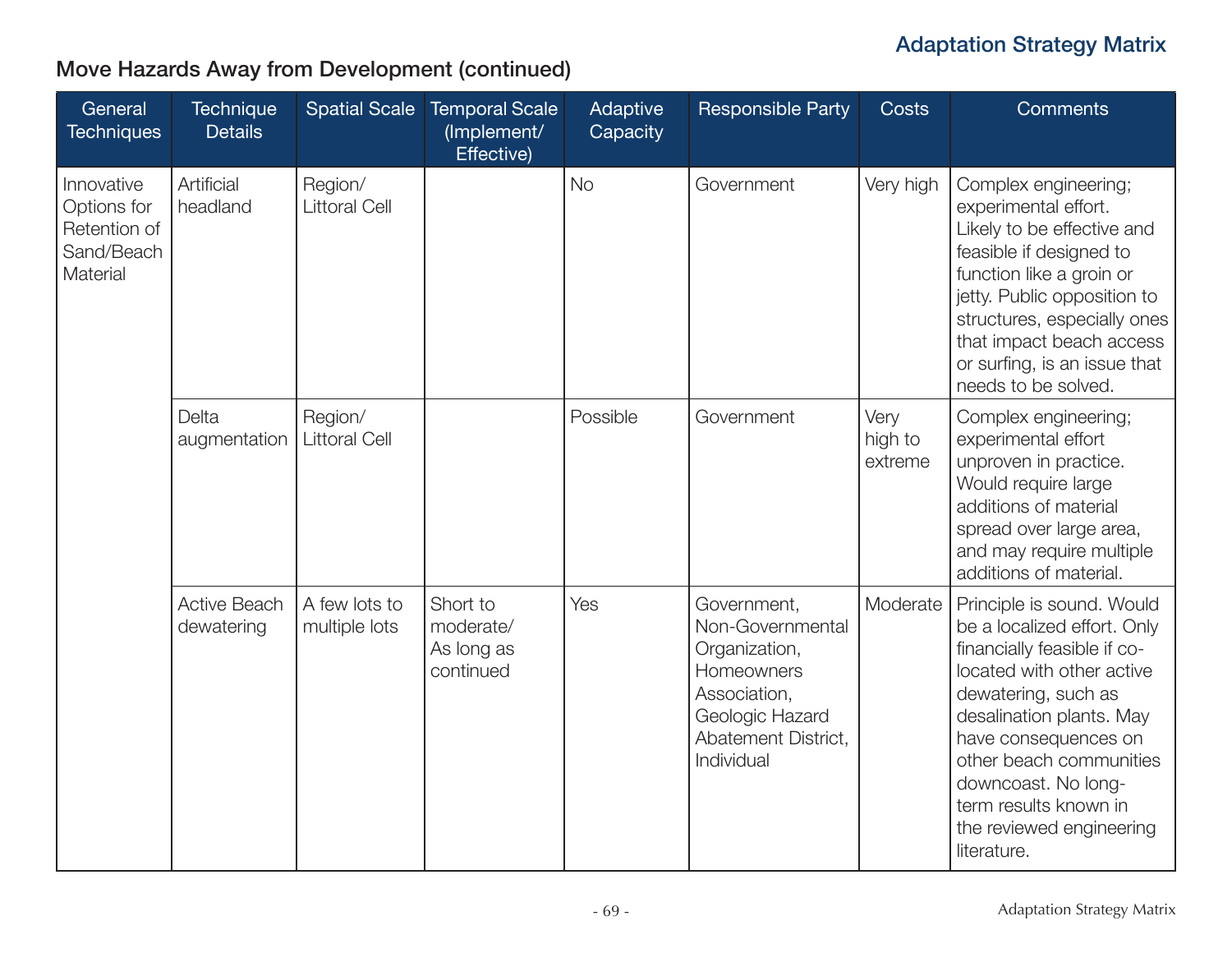## Move Hazards Away from Development (continued)

| General Techniques | Technique Details | Spatial Scale | Temporal Scale (Implement/ Effective) | Adaptive Capacity | Responsible Party | Costs | Comments |
|---|---|---|---|---|---|---|---|
| Innovative Options for Retention of Sand/Beach Material | Artificial headland | Region/ Littoral Cell | | No | Government | Very high | Complex engineering; experimental effort. Likely to be effective and feasible if designed to function like a groin or jetty. Public opposition to structures, especially ones that impact beach access or surfing, is an issue that needs to be solved. |
| | Delta augmentation | Region/ Littoral Cell | | Possible | Government | Very high to extreme | Complex engineering; experimental effort unproven in practice. Would require large additions of material spread over large area, and may require multiple additions of material. |
| | Active Beach dewatering | A few lots to multiple lots | Short to moderate/ As long as continued | Yes | Government, Non-Governmental Organization, Homeowners Association, Geologic Hazard Abatement District, Individual | Moderate | Principle is sound. Would be a localized effort. Only financially feasible if co-located with other active dewatering, such as desalination plants. May have consequences on other beach communities downcoast. No long-term results known in the reviewed engineering literature. |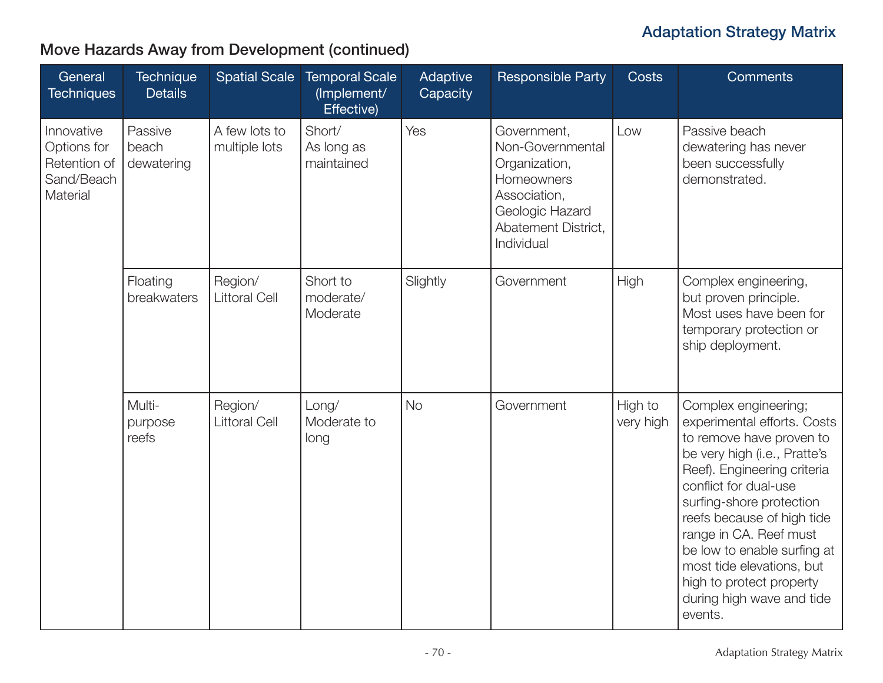## Move Hazards Away from Development (continued)

| General Techniques | Technique Details | Spatial Scale | Temporal Scale (Implement/ Effective) | Adaptive Capacity | Responsible Party | Costs | Comments |
|---|---|---|---|---|---|---|---|
| Innovative Options for Retention of Sand/Beach Material | Passive beach dewatering | A few lots to multiple lots | Short/ As long as maintained | Yes | Government, Non-Governmental Organization, Homeowners Association, Geologic Hazard Abatement District, Individual | Low | Passive beach dewatering has never been successfully demonstrated. |
| | Floating breakwaters | Region/ Littoral Cell | Short to moderate/ Moderate | Slightly | Government | High | Complex engineering, but proven principle. Most uses have been for temporary protection or ship deployment. |
| | Multi-purpose reefs | Region/ Littoral Cell | Long/ Moderate to long | No | Government | High to very high | Complex engineering; experimental efforts. Costs to remove have proven to be very high (i.e., Pratte's Reef). Engineering criteria conflict for dual-use surfing-shore protection reefs because of high tide range in CA. Reef must be low to enable surfing at most tide elevations, but high to protect property during high wave and tide events. |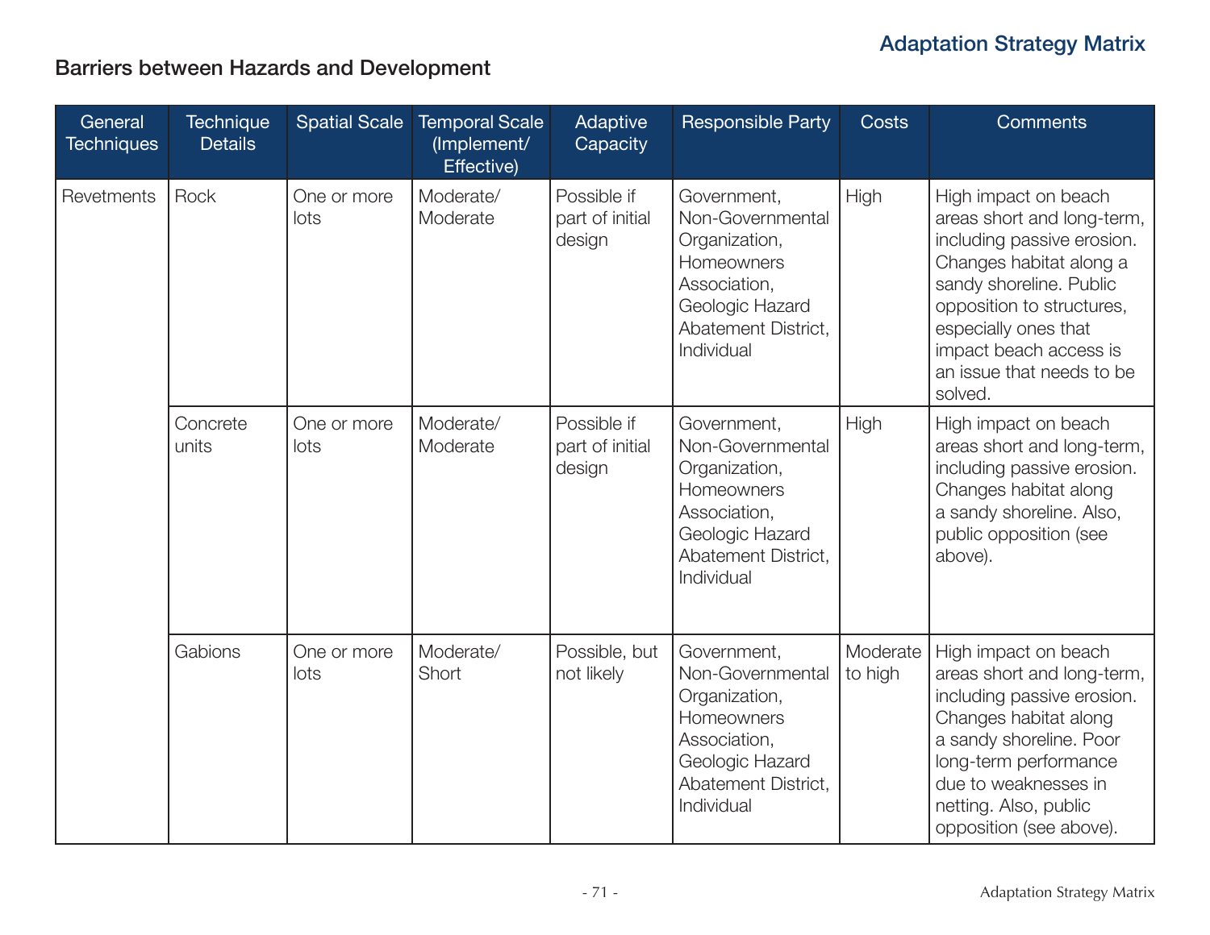## Barriers between Hazards and Development

| General Techniques | Technique Details | Spatial Scale | Temporal Scale (Implement/ Effective) | Adaptive Capacity | Responsible Party | Costs | Comments |
|---|---|---|---|---|---|---|---|
| Revetments | Rock | One or more lots | Moderate/ Moderate | Possible if part of initial design | Government, Non-Governmental Organization, Homeowners Association, Geologic Hazard Abatement District, Individual | High | High impact on beach areas short and long-term, including passive erosion. Changes habitat along a sandy shoreline. Public opposition to structures, especially ones that impact beach access is an issue that needs to be solved. |
| | Concrete units | One or more lots | Moderate/ Moderate | Possible if part of initial design | Government, Non-Governmental Organization, Homeowners Association, Geologic Hazard Abatement District, Individual | High | High impact on beach areas short and long-term, including passive erosion. Changes habitat along a sandy shoreline. Also, public opposition (see above). |
| | Gabions | One or more lots | Moderate/ Short | Possible, but not likely | Government, Non-Governmental Organization, Homeowners Association, Geologic Hazard Abatement District, Individual | Moderate to high | High impact on beach areas short and long-term, including passive erosion. Changes habitat along a sandy shoreline. Poor long-term performance due to weaknesses in netting. Also, public opposition (see above). |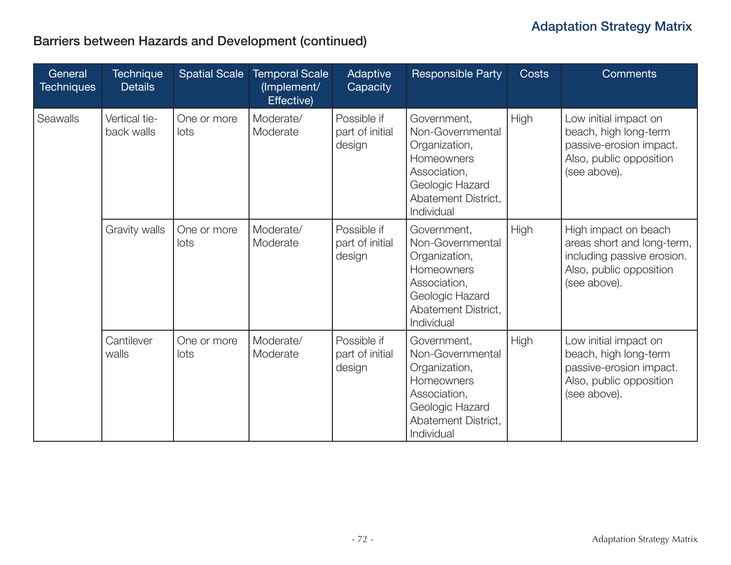## Barriers between Hazards and Development (continued)

| General Techniques | Technique Details | Spatial Scale | Temporal Scale (Implement/ Effective) | Adaptive Capacity | Responsible Party | Costs | Comments |
|---|---|---|---|---|---|---|---|
| Seawalls | Vertical tie-back walls | One or more lots | Moderate/ Moderate | Possible if part of initial design | Government, Non-Governmental Organization, Homeowners Association, Geologic Hazard Abatement District, Individual | High | Low initial impact on beach, high long-term passive-erosion impact. Also, public opposition (see above). |
| | Gravity walls | One or more lots | Moderate/ Moderate | Possible if part of initial design | Government, Non-Governmental Organization, Homeowners Association, Geologic Hazard Abatement District, Individual | High | High impact on beach areas short and long-term, including passive erosion. Also, public opposition (see above). |
| | Cantilever walls | One or more lots | Moderate/ Moderate | Possible if part of initial design | Government, Non-Governmental Organization, Homeowners Association, Geologic Hazard Abatement District, Individual | High | Low initial impact on beach, high long-term passive-erosion impact. Also, public opposition (see above). |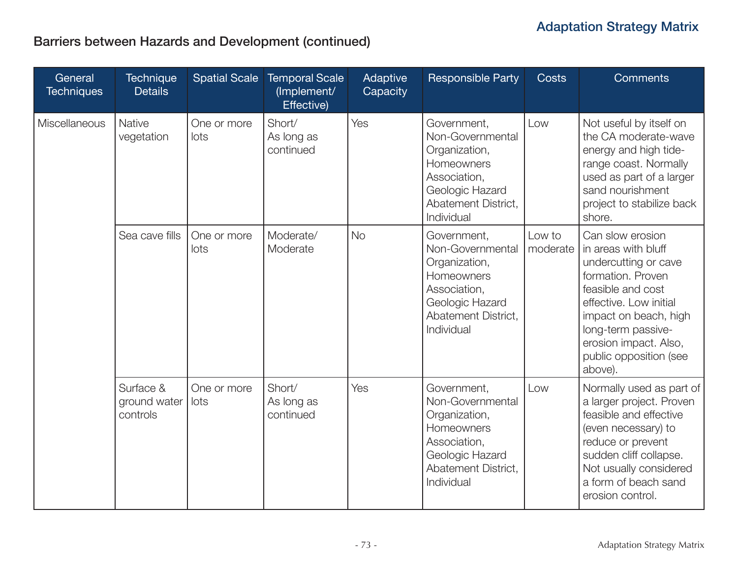## Barriers between Hazards and Development (continued)

| General Techniques | Technique Details | Spatial Scale | Temporal Scale (Implement/ Effective) | Adaptive Capacity | Responsible Party | Costs | Comments |
|---|---|---|---|---|---|---|---|
| Miscellaneous | Native vegetation | One or more lots | Short/ As long as continued | Yes | Government, Non-Governmental Organization, Homeowners Association, Geologic Hazard Abatement District, Individual | Low | Not useful by itself on the CA moderate-wave energy and high tide-range coast. Normally used as part of a larger sand nourishment project to stabilize back shore. |
| | Sea cave fills | One or more lots | Moderate/ Moderate | No | Government, Non-Governmental Organization, Homeowners Association, Geologic Hazard Abatement District, Individual | Low to moderate | Can slow erosion in areas with bluff undercutting or cave formation. Proven feasible and cost effective. Low initial impact on beach, high long-term passive-erosion impact. Also, public opposition (see above). |
| | Surface & ground water controls | One or more lots | Short/ As long as continued | Yes | Government, Non-Governmental Organization, Homeowners Association, Geologic Hazard Abatement District, Individual | Low | Normally used as part of a larger project. Proven feasible and effective (even necessary) to reduce or prevent sudden cliff collapse. Not usually considered a form of beach sand erosion control. |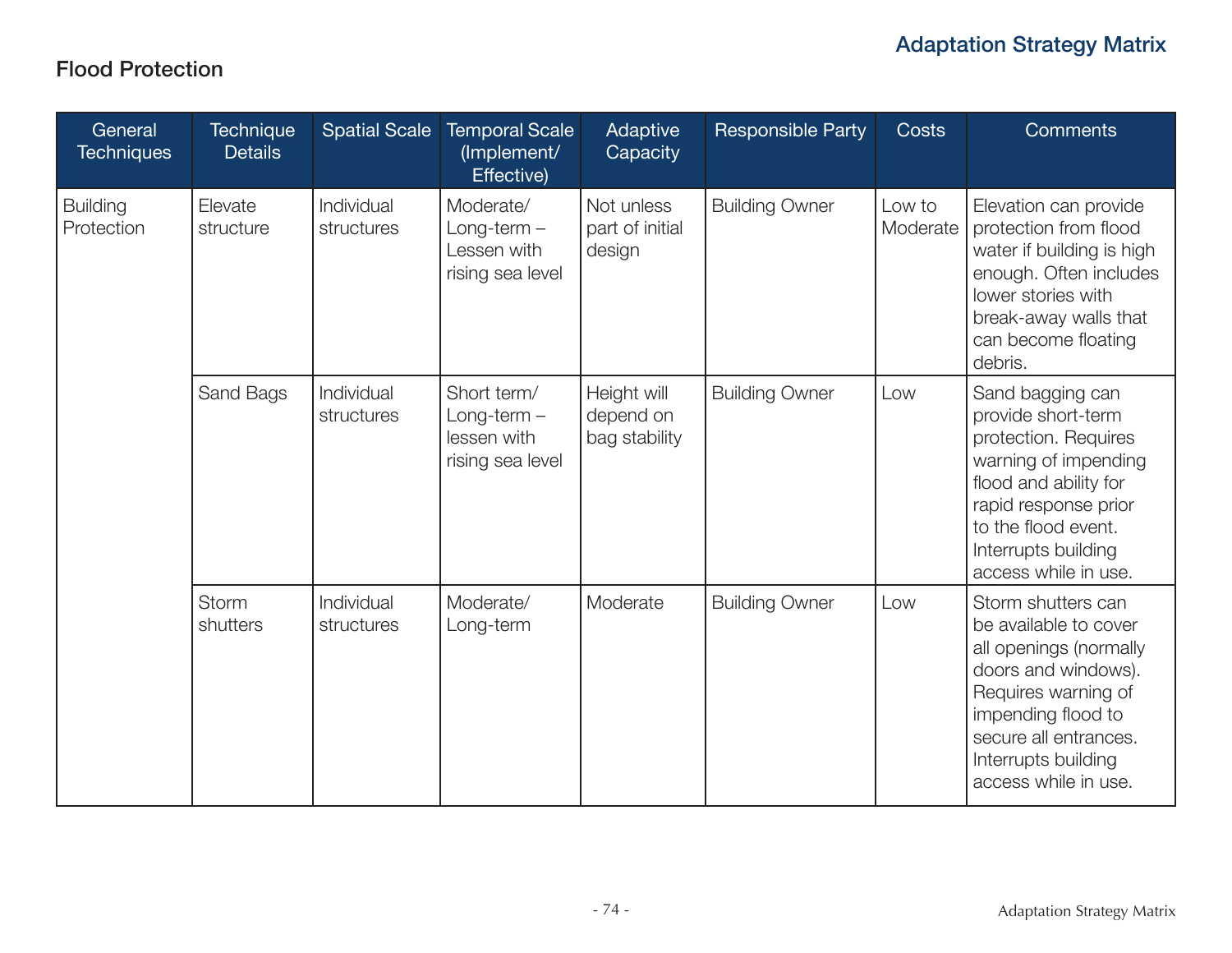## Flood Protection

| General Techniques | Technique Details | Spatial Scale | Temporal Scale (Implement/ Effective) | Adaptive Capacity | Responsible Party | Costs | Comments |
|---|---|---|---|---|---|---|---|
| Building Protection | Elevate structure | Individual structures | Moderate/ Long-term – Lessen with rising sea level | Not unless part of initial design | Building Owner | Low to Moderate | Elevation can provide protection from flood water if building is high enough. Often includes lower stories with break-away walls that can become floating debris. |
| | Sand Bags | Individual structures | Short term/ Long-term – lessen with rising sea level | Height will depend on bag stability | Building Owner | Low | Sand bagging can provide short-term protection. Requires warning of impending flood and ability for rapid response prior to the flood event. Interrupts building access while in use. |
| | Storm shutters | Individual structures | Moderate/ Long-term | Moderate | Building Owner | Low | Storm shutters can be available to cover all openings (normally doors and windows). Requires warning of impending flood to secure all entrances. Interrupts building access while in use. |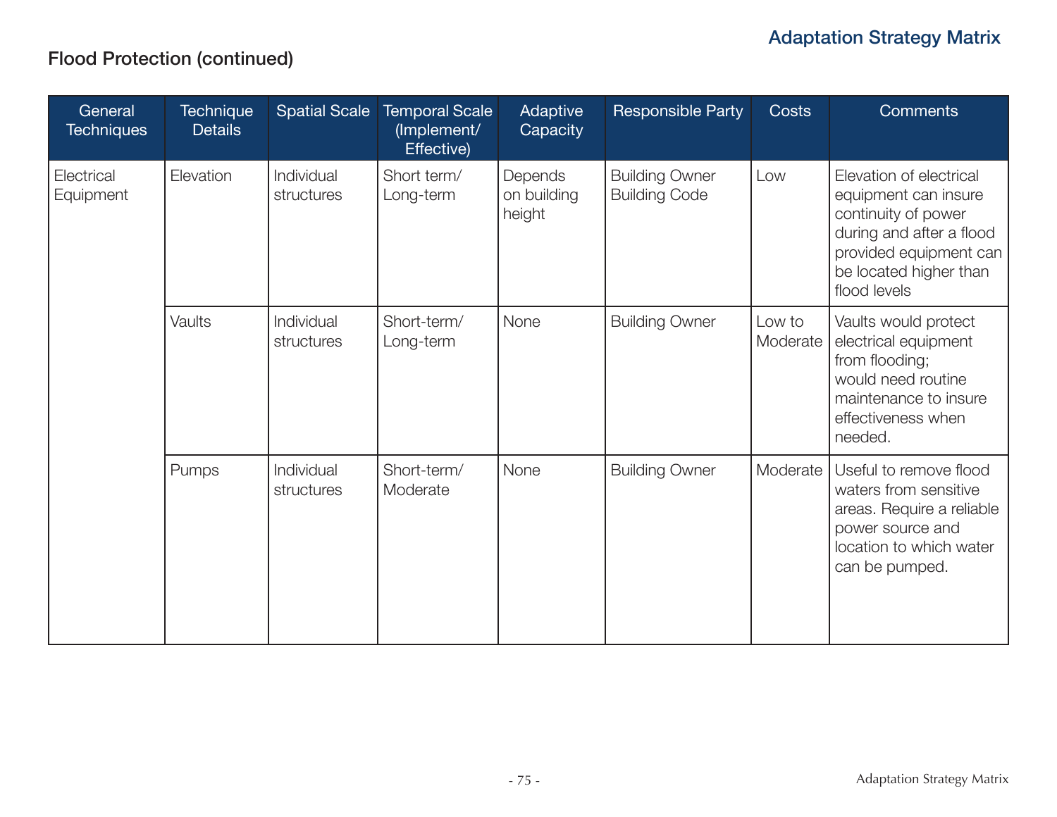## Flood Protection (continued)

| General Techniques | Technique Details | Spatial Scale | Temporal Scale (Implement/ Effective) | Adaptive Capacity | Responsible Party | Costs | Comments |
|---|---|---|---|---|---|---|---|
| Electrical Equipment | Elevation | Individual structures | Short term/ Long-term | Depends on building height | Building Owner Building Code | Low | Elevation of electrical equipment can insure continuity of power during and after a flood provided equipment can be located higher than flood levels |
| | Vaults | Individual structures | Short-term/ Long-term | None | Building Owner | Low to Moderate | Vaults would protect electrical equipment from flooding; would need routine maintenance to insure effectiveness when needed. |
| | Pumps | Individual structures | Short-term/ Moderate | None | Building Owner | Moderate | Useful to remove flood waters from sensitive areas. Require a reliable power source and location to which water can be pumped. |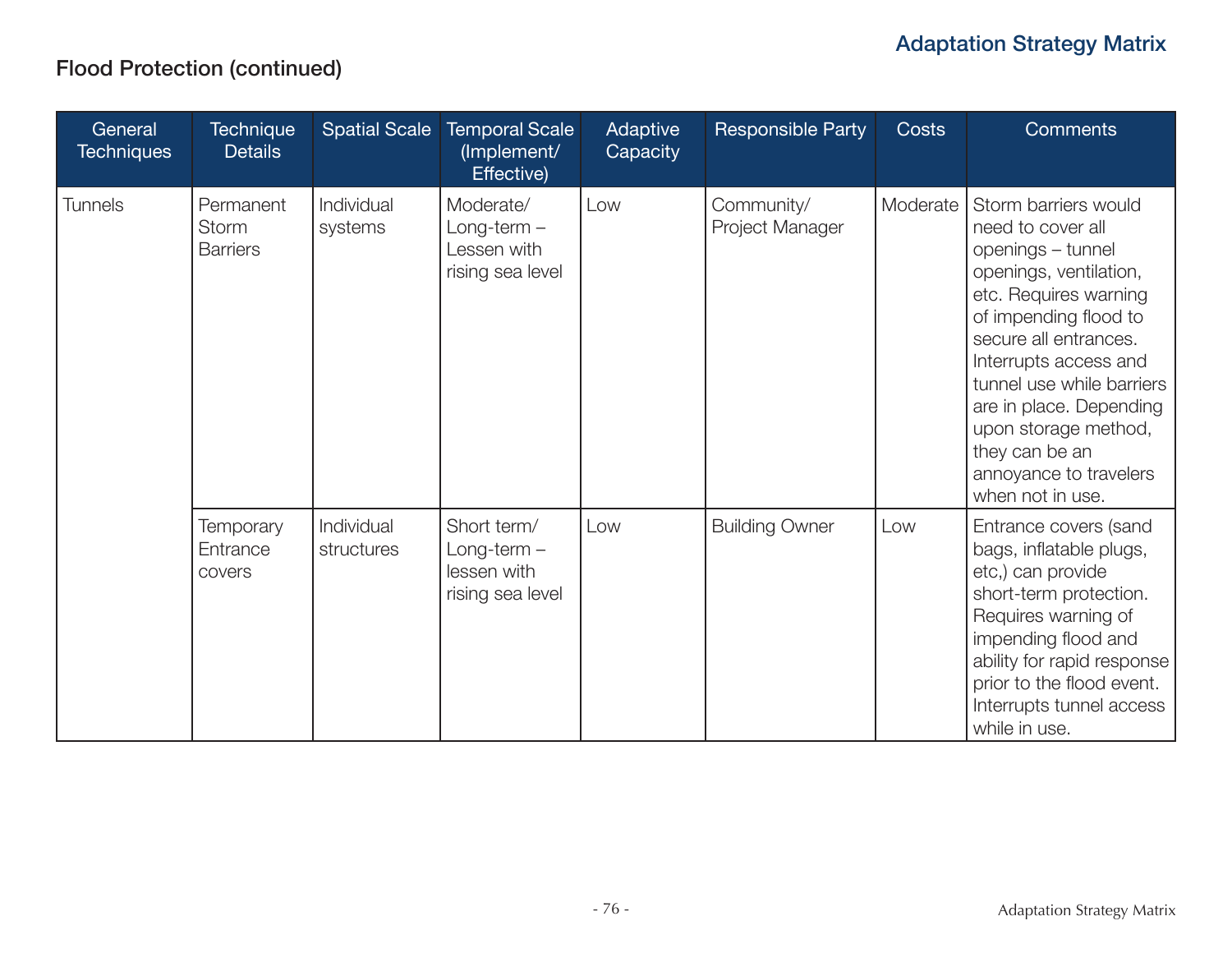## Flood Protection (continued)

| General Techniques | Technique Details | Spatial Scale | Temporal Scale (Implement/ Effective) | Adaptive Capacity | Responsible Party | Costs | Comments |
|---|---|---|---|---|---|---|---|
| Tunnels | Permanent Storm Barriers | Individual systems | Moderate/ Long-term – Lessen with rising sea level | Low | Community/ Project Manager | Moderate | Storm barriers would need to cover all openings – tunnel openings, ventilation, etc. Requires warning of impending flood to secure all entrances. Interrupts access and tunnel use while barriers are in place. Depending upon storage method, they can be an annoyance to travelers when not in use. |
| | Temporary Entrance covers | Individual structures | Short term/ Long-term – lessen with rising sea level | Low | Building Owner | Low | Entrance covers (sand bags, inflatable plugs, etc,) can provide short-term protection. Requires warning of impending flood and ability for rapid response prior to the flood event. Interrupts tunnel access while in use. |